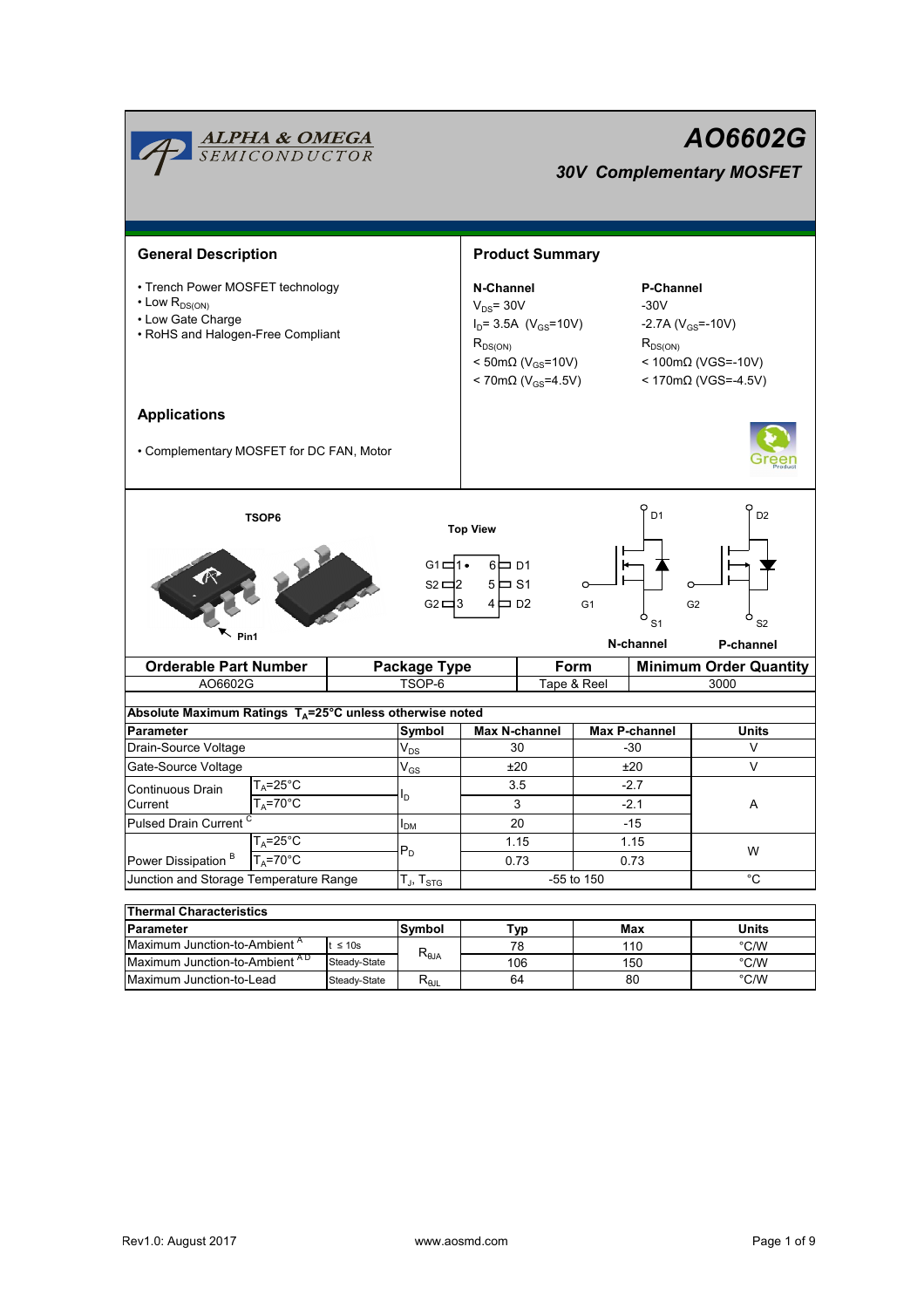# AO6602G

## 30V Complementary MOSFET

## General Description

- Trench Power MOSFET technology
- Low $R_{DS(ON)}$
- Low Gate Charge
- RoHS and Halogen-Free Compliant

## Product Summary

| N-Channel | P-Channel |
|---|---|
| $V_{DS}$= 30V | -30V |
| $I_D$= 3.5A ($V_{GS}$=10V) | -2.7A ($V_{GS}$=-10V) |
| $R_{DS(ON)}$ | $R_{DS(ON)}$ |
| < 50mΩ ($V_{GS}$=10V) | < 100mΩ (VGS=-10V) |
| < 70mΩ ($V_{GS}$=4.5V) | < 170mΩ (VGS=-4.5V) |

## Applications

- Complementary MOSFET for DC FAN, Motor

TSOP6

Top View

G1 1 • 6 D1
S2 2 5 S1
G2 3 4 D2

Pin1

N-channel P-channel

| Orderable Part Number | Package Type | Form | Minimum Order Quantity |
|---|---|---|---|
| AO6602G | TSOP-6 | Tape & Reel | 3000 |

**Absolute Maximum Ratings $T_A$=25°C unless otherwise noted**

| Parameter | | Symbol | Max N-channel | Max P-channel | Units |
|---|---|---|---|---|---|
| Drain-Source Voltage | | $V_{DS}$ | 30 | -30 | V |
| Gate-Source Voltage | | $V_{GS}$ | ±20 | ±20 | V |
| Continuous Drain Current | $T_A$=25°C | $I_D$ | 3.5 | -2.7 | A |
| | $T_A$=70°C | | 3 | -2.1 | |
| Pulsed Drain Current C | | $I_{DM}$ | 20 | -15 | |
| Power Dissipation B | $T_A$=25°C | $P_D$ | 1.15 | 1.15 | W |
| | $T_A$=70°C | | 0.73 | 0.73 | |
| Junction and Storage Temperature Range | | $T_J$, $T_{STG}$ | -55 to 150 | | °C |

**Thermal Characteristics**

| Parameter | | Symbol | Typ | Max | Units |
|---|---|---|---|---|---|
| Maximum Junction-to-Ambient A | t ≤ 10s | $R_{\theta JA}$ | 78 | 110 | °C/W |
| Maximum Junction-to-Ambient A D | Steady-State | | 106 | 150 | °C/W |
| Maximum Junction-to-Lead | Steady-State | $R_{\theta JL}$ | 64 | 80 | °C/W |

Rev1.0: August 2017 www.aosmd.com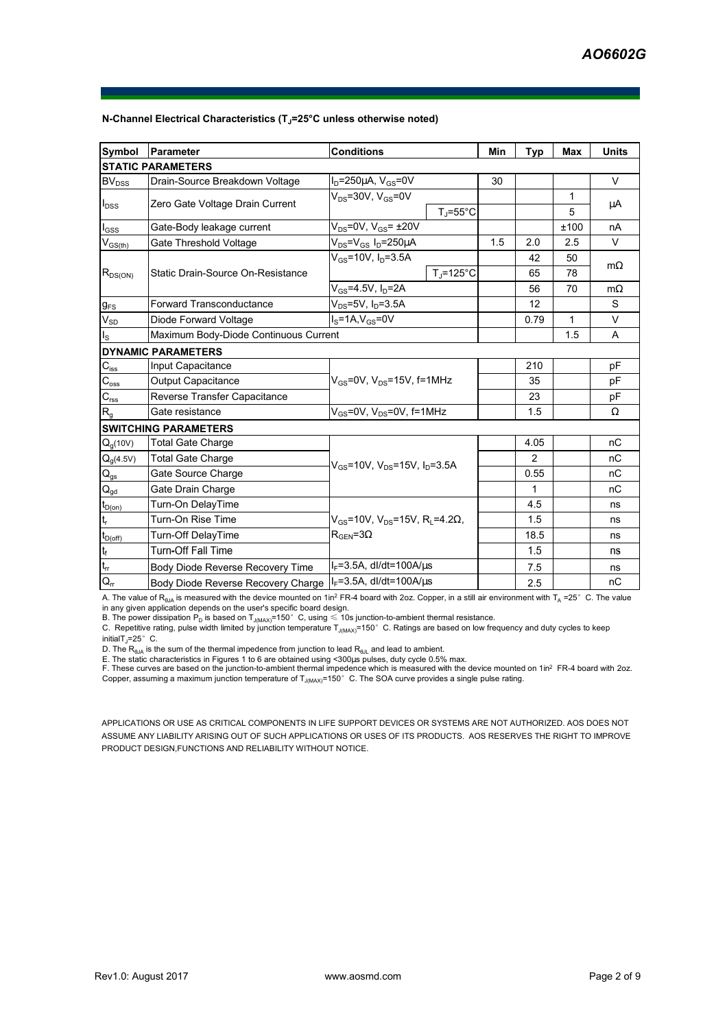**N-Channel Electrical Characteristics ($T_J$=25°C unless otherwise noted)**

| Symbol | Parameter | Conditions | | Min | Typ | Max | Units |
|---|---|---|---|---|---|---|---|
| **STATIC PARAMETERS** | | | | | | | |
| $BV_{DSS}$ | Drain-Source Breakdown Voltage | $I_D$=250µA, $V_{GS}$=0V | | 30 | | | V |
| $I_{DSS}$ | Zero Gate Voltage Drain Current | $V_{DS}$=30V, $V_{GS}$=0V | | | | 1 | µA |
| | | | $T_J$=55°C | | | 5 | |
| $I_{GSS}$ | Gate-Body leakage current | $V_{DS}$=0V, $V_{GS}$= ±20V | | | | ±100 | nA |
| $V_{GS(th)}$ | Gate Threshold Voltage | $V_{DS}$=$V_{GS}$ $I_D$=250µA | | 1.5 | 2.0 | 2.5 | V |
| $R_{DS(ON)}$ | Static Drain-Source On-Resistance | $V_{GS}$=10V, $I_D$=3.5A | | | 42 | 50 | mΩ |
| | | | $T_J$=125°C | | 65 | 78 | |
| | | $V_{GS}$=4.5V, $I_D$=2A | | | 56 | 70 | mΩ |
| $g_{FS}$ | Forward Transconductance | $V_{DS}$=5V, $I_D$=3.5A | | | 12 | | S |
| $V_{SD}$ | Diode Forward Voltage | $I_S$=1A,$V_{GS}$=0V | | | 0.79 | 1 | V |
| $I_S$ | Maximum Body-Diode Continuous Current | | | | | 1.5 | A |
| **DYNAMIC PARAMETERS** | | | | | | | |
| $C_{iss}$ | Input Capacitance | $V_{GS}$=0V, $V_{DS}$=15V, f=1MHz | | | 210 | | pF |
| $C_{oss}$ | Output Capacitance | | | | 35 | | pF |
| $C_{rss}$ | Reverse Transfer Capacitance | | | | 23 | | pF |
| $R_g$ | Gate resistance | $V_{GS}$=0V, $V_{DS}$=0V, f=1MHz | | | 1.5 | | Ω |
| **SWITCHING PARAMETERS** | | | | | | | |
| $Q_g$(10V) | Total Gate Charge | $V_{GS}$=10V, $V_{DS}$=15V, $I_D$=3.5A | | | 4.05 | | nC |
| $Q_g$(4.5V) | Total Gate Charge | | | | 2 | | nC |
| $Q_{gs}$ | Gate Source Charge | | | | 0.55 | | nC |
| $Q_{gd}$ | Gate Drain Charge | | | | 1 | | nC |
| $t_{D(on)}$ | Turn-On DelayTime | $V_{GS}$=10V, $V_{DS}$=15V, $R_L$=4.2Ω, $R_{GEN}$=3Ω | | | 4.5 | | ns |
| $t_r$ | Turn-On Rise Time | | | | 1.5 | | ns |
| $t_{D(off)}$ | Turn-Off DelayTime | | | | 18.5 | | ns |
| $t_f$ | Turn-Off Fall Time | | | | 1.5 | | ns |
| $t_{rr}$ | Body Diode Reverse Recovery Time | $I_F$=3.5A, dI/dt=100A/µs | | | 7.5 | | ns |
| $Q_{rr}$ | Body Diode Reverse Recovery Charge | $I_F$=3.5A, dI/dt=100A/µs | | | 2.5 | | nC |

A. The value of $R_{\theta JA}$ is measured with the device mounted on 1in² FR-4 board with 2oz. Copper, in a still air environment with $T_A$ =25° C. The value in any given application depends on the user's specific board design.
B. The power dissipation $P_D$ is based on $T_{J(MAX)}$=150° C, using ≤ 10s junction-to-ambient thermal resistance.
C. Repetitive rating, pulse width limited by junction temperature $T_{J(MAX)}$=150° C. Ratings are based on low frequency and duty cycles to keep initial$T_J$=25° C.
D. The $R_{\theta JA}$ is the sum of the thermal impedence from junction to lead $R_{\theta JL}$ and lead to ambient.
E. The static characteristics in Figures 1 to 6 are obtained using <300µs pulses, duty cycle 0.5% max.
F. These curves are based on the junction-to-ambient thermal impedence which is measured with the device mounted on 1in² FR-4 board with 2oz. Copper, assuming a maximum junction temperature of $T_{J(MAX)}$=150° C. The SOA curve provides a single pulse rating.

APPLICATIONS OR USE AS CRITICAL COMPONENTS IN LIFE SUPPORT DEVICES OR SYSTEMS ARE NOT AUTHORIZED. AOS DOES NOT ASSUME ANY LIABILITY ARISING OUT OF SUCH APPLICATIONS OR USES OF ITS PRODUCTS. AOS RESERVES THE RIGHT TO IMPROVE PRODUCT DESIGN,FUNCTIONS AND RELIABILITY WITHOUT NOTICE.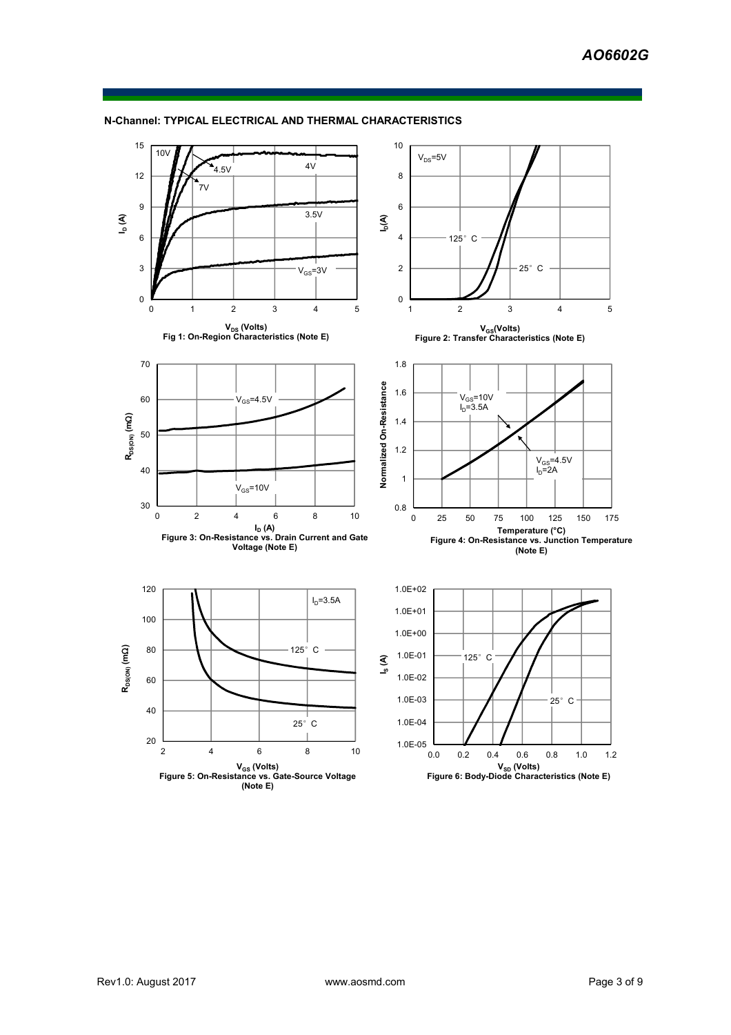**N-Channel: TYPICAL ELECTRICAL AND THERMAL CHARACTERISTICS**

Fig 1: On-Region Characteristics (Note E)

Figure 2: Transfer Characteristics (Note E)

Figure 3: On-Resistance vs. Drain Current and Gate Voltage (Note E)

Figure 4: On-Resistance vs. Junction Temperature (Note E)

Figure 5: On-Resistance vs. Gate-Source Voltage (Note E)

Figure 6: Body-Diode Characteristics (Note E)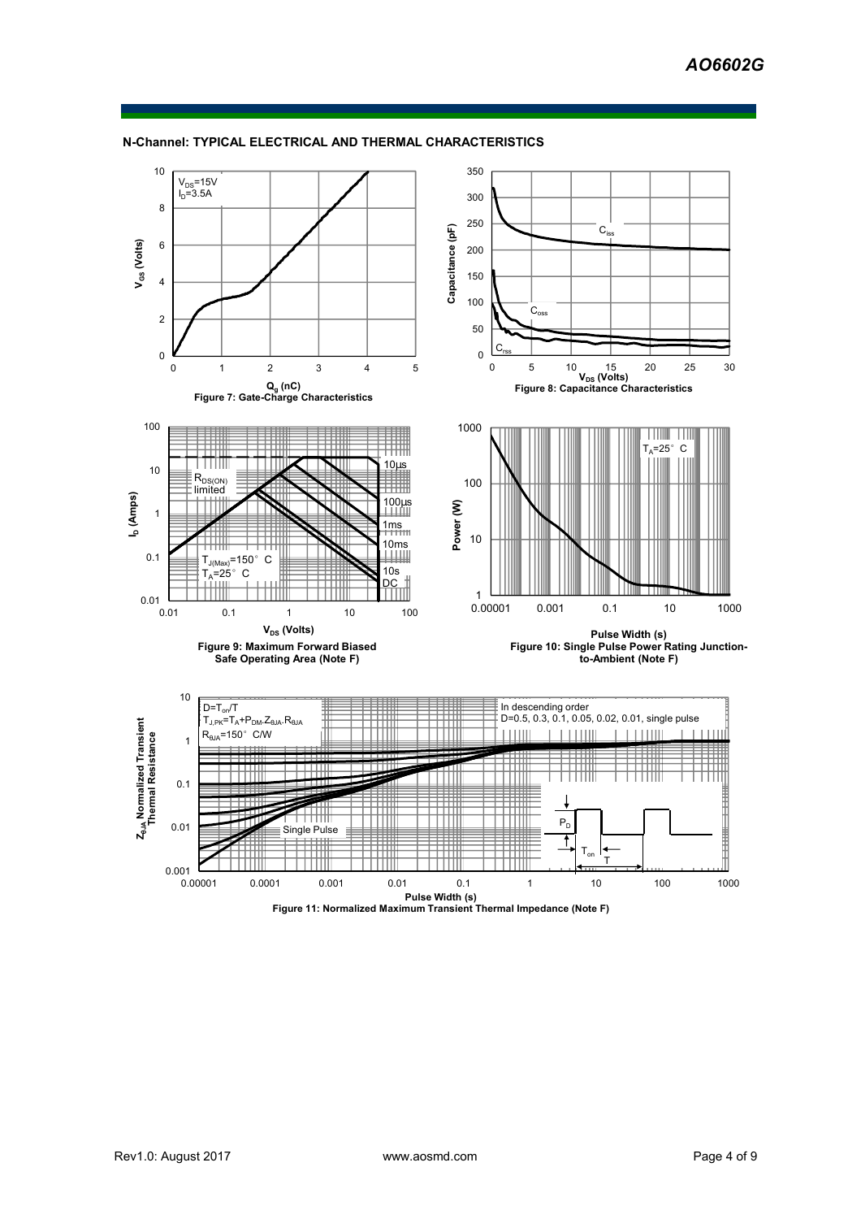## N-Channel: TYPICAL ELECTRICAL AND THERMAL CHARACTERISTICS

$V_{DS}$=15V
$I_D$=3.5A

$V_{GS}$ (Volts)

$Q_g$ (nC)

Figure 7: Gate-Charge Characteristics

$C_{iss}$

$C_{oss}$

$C_{rss}$

Capacitance (pF)

$V_{DS}$ (Volts)

Figure 8: Capacitance Characteristics

$R_{DS(ON)}$ limited

10µs

100µs

1ms

10ms

10s

DC

$T_{J(Max)}$=150° C
$T_A$=25° C

$I_D$ (Amps)

$V_{DS}$ (Volts)

Figure 9: Maximum Forward Biased Safe Operating Area (Note F)

$T_A$=25° C

Power (W)

Pulse Width (s)

Figure 10: Single Pulse Power Rating Junction-to-Ambient (Note F)

D=$T_{on}$/T
$T_{J,PK}$=$T_A$+$P_{DM}$.$Z_{\theta JA}$.$R_{\theta JA}$
$R_{\theta JA}$=150° C/W

In descending order
D=0.5, 0.3, 0.1, 0.05, 0.02, 0.01, single pulse

Single Pulse

$P_D$

$T_{on}$

T

$Z_{\theta JA}$ Normalized Transient Thermal Resistance

Pulse Width (s)

Figure 11: Normalized Maximum Transient Thermal Impedance (Note F)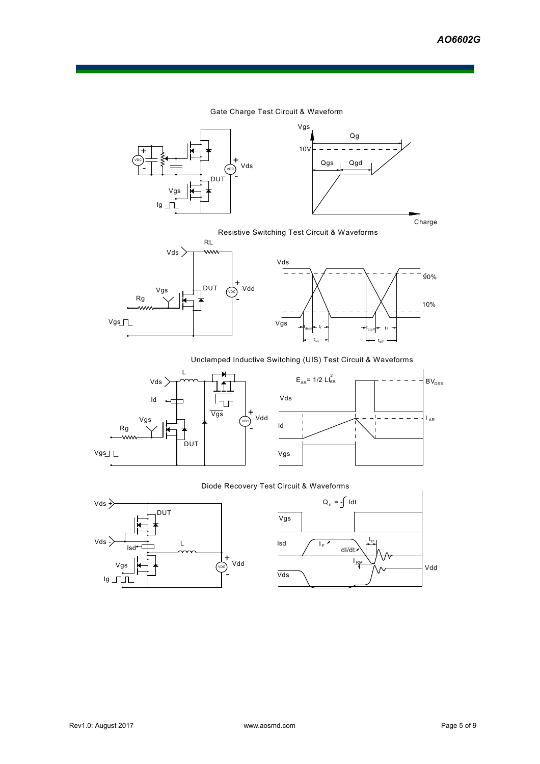Gate Charge Test Circuit & Waveform

Resistive Switching Test Circuit & Waveforms

Unclamped Inductive Switching (UIS) Test Circuit & Waveforms

$E_{AR} = 1/2\ LI_{AR}^2$

Diode Recovery Test Circuit & Waveforms

$Q_{rr} = -\int Idt$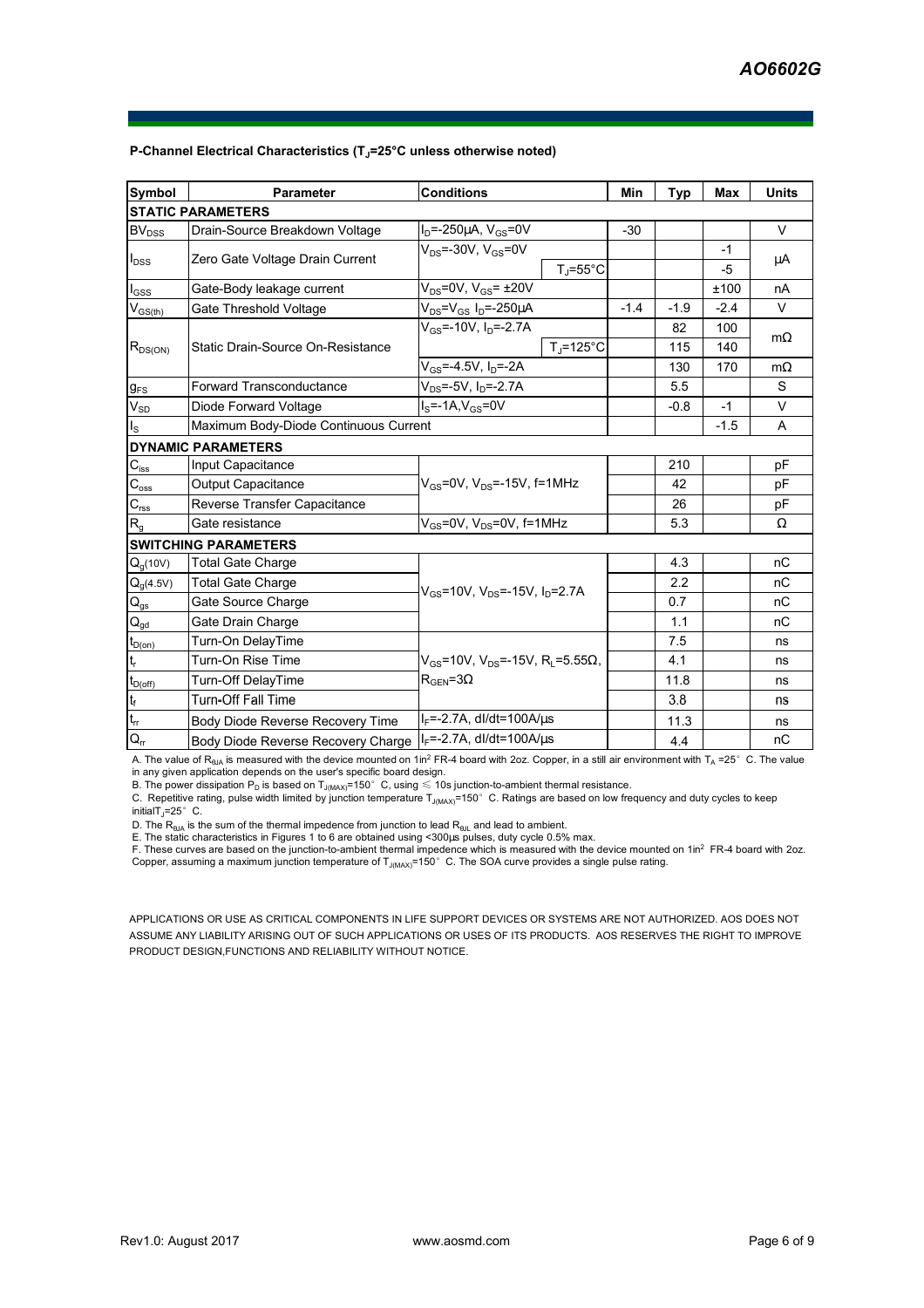**P-Channel Electrical Characteristics ($T_J$=25°C unless otherwise noted)**

| Symbol | Parameter | Conditions | | Min | Typ | Max | Units |
|---|---|---|---|---|---|---|---|
| **STATIC PARAMETERS** | | | | | | | |
| $BV_{DSS}$ | Drain-Source Breakdown Voltage | $I_D$=-250µA, $V_{GS}$=0V | | -30 | | | V |
| $I_{DSS}$ | Zero Gate Voltage Drain Current | $V_{DS}$=-30V, $V_{GS}$=0V | | | | -1 | µA |
| | | | $T_J$=55°C | | | -5 | |
| $I_{GSS}$ | Gate-Body leakage current | $V_{DS}$=0V, $V_{GS}$= ±20V | | | | ±100 | nA |
| $V_{GS(th)}$ | Gate Threshold Voltage | $V_{DS}$=$V_{GS}$ $I_D$=-250µA | | -1.4 | -1.9 | -2.4 | V |
| $R_{DS(ON)}$ | Static Drain-Source On-Resistance | $V_{GS}$=-10V, $I_D$=-2.7A | | | 82 | 100 | mΩ |
| | | | $T_J$=125°C | | 115 | 140 | |
| | | $V_{GS}$=-4.5V, $I_D$=-2A | | | 130 | 170 | mΩ |
| $g_{FS}$ | Forward Transconductance | $V_{DS}$=-5V, $I_D$=-2.7A | | | 5.5 | | S |
| $V_{SD}$ | Diode Forward Voltage | $I_S$=-1A,$V_{GS}$=0V | | | -0.8 | -1 | V |
| $I_S$ | Maximum Body-Diode Continuous Current | | | | | -1.5 | A |
| **DYNAMIC PARAMETERS** | | | | | | | |
| $C_{iss}$ | Input Capacitance | $V_{GS}$=0V, $V_{DS}$=-15V, f=1MHz | | | 210 | | pF |
| $C_{oss}$ | Output Capacitance | | | | 42 | | pF |
| $C_{rss}$ | Reverse Transfer Capacitance | | | | 26 | | pF |
| $R_g$ | Gate resistance | $V_{GS}$=0V, $V_{DS}$=0V, f=1MHz | | | 5.3 | | Ω |
| **SWITCHING PARAMETERS** | | | | | | | |
| $Q_g$(10V) | Total Gate Charge | $V_{GS}$=10V, $V_{DS}$=-15V, $I_D$=2.7A | | | 4.3 | | nC |
| $Q_g$(4.5V) | Total Gate Charge | | | | 2.2 | | nC |
| $Q_{gs}$ | Gate Source Charge | | | | 0.7 | | nC |
| $Q_{gd}$ | Gate Drain Charge | | | | 1.1 | | nC |
| $t_{D(on)}$ | Turn-On DelayTime | $V_{GS}$=10V, $V_{DS}$=-15V, $R_L$=5.55Ω, $R_{GEN}$=3Ω | | | 7.5 | | ns |
| $t_r$ | Turn-On Rise Time | | | | 4.1 | | ns |
| $t_{D(off)}$ | Turn-Off DelayTime | | | | 11.8 | | ns |
| $t_f$ | Turn-Off Fall Time | | | | 3.8 | | ns |
| $t_{rr}$ | Body Diode Reverse Recovery Time | $I_F$=-2.7A, dI/dt=100A/µs | | | 11.3 | | ns |
| $Q_{rr}$ | Body Diode Reverse Recovery Charge | $I_F$=-2.7A, dI/dt=100A/µs | | | 4.4 | | nC |

A. The value of $R_{θJA}$ is measured with the device mounted on 1in² FR-4 board with 2oz. Copper, in a still air environment with $T_A$ =25° C. The value in any given application depends on the user's specific board design.

B. The power dissipation $P_D$ is based on $T_{J(MAX)}$=150° C, using ≤ 10s junction-to-ambient thermal resistance.

C. Repetitive rating, pulse width limited by junction temperature $T_{J(MAX)}$=150° C. Ratings are based on low frequency and duty cycles to keep initial$T_J$=25° C.

D. The $R_{θJA}$ is the sum of the thermal impedence from junction to lead $R_{θJL}$ and lead to ambient.

E. The static characteristics in Figures 1 to 6 are obtained using <300µs pulses, duty cycle 0.5% max.

F. These curves are based on the junction-to-ambient thermal impedence which is measured with the device mounted on 1in² FR-4 board with 2oz. Copper, assuming a maximum junction temperature of $T_{J(MAX)}$=150° C. The SOA curve provides a single pulse rating.

APPLICATIONS OR USE AS CRITICAL COMPONENTS IN LIFE SUPPORT DEVICES OR SYSTEMS ARE NOT AUTHORIZED. AOS DOES NOT ASSUME ANY LIABILITY ARISING OUT OF SUCH APPLICATIONS OR USES OF ITS PRODUCTS. AOS RESERVES THE RIGHT TO IMPROVE PRODUCT DESIGN,FUNCTIONS AND RELIABILITY WITHOUT NOTICE.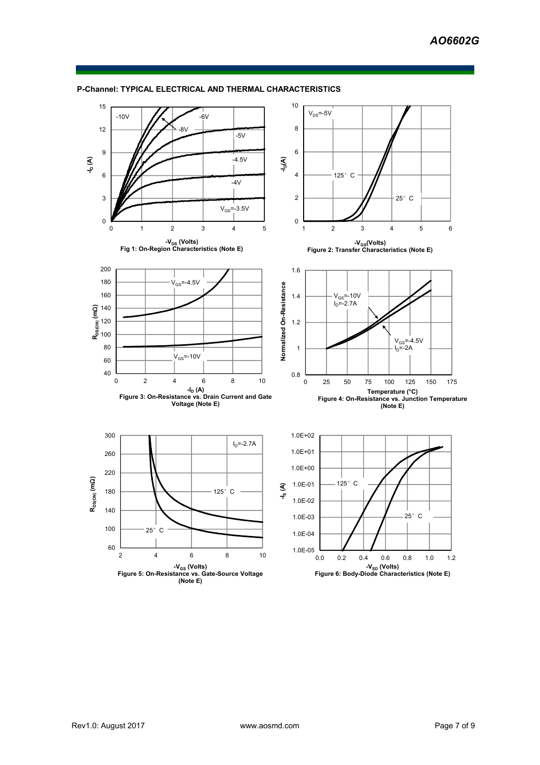## P-Channel: TYPICAL ELECTRICAL AND THERMAL CHARACTERISTICS

Fig 1: On-Region Characteristics (Note E)

Figure 2: Transfer Characteristics (Note E)

Figure 3: On-Resistance vs. Drain Current and Gate Voltage (Note E)

Figure 4: On-Resistance vs. Junction Temperature (Note E)

Figure 5: On-Resistance vs. Gate-Source Voltage (Note E)

Figure 6: Body-Diode Characteristics (Note E)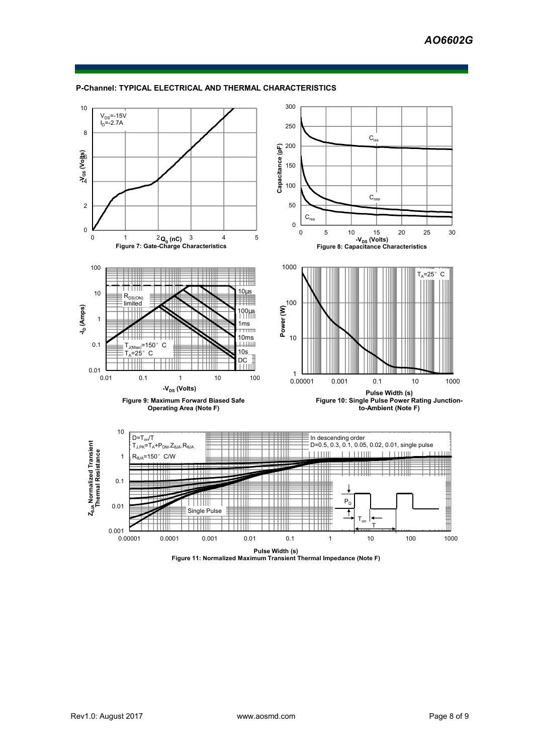## P-Channel: TYPICAL ELECTRICAL AND THERMAL CHARACTERISTICS

$V_{DS}$=-15V
$I_D$=-2.7A

Figure 7: Gate-Charge Characteristics

$C_{iss}$, $C_{oss}$, $C_{rss}$

Figure 8: Capacitance Characteristics

$R_{DS(ON)}$ limited
$T_{J(Max)}$=150° C
$T_A$=25° C

Figure 9: Maximum Forward Biased Safe Operating Area (Note F)

$T_A$=25° C

Figure 10: Single Pulse Power Rating Junction-to-Ambient (Note F)

D=$T_{on}$/T
$T_{J,PK}=T_A+P_{DM}.Z_{\theta JA}.R_{\theta JA}$
$R_{\theta JA}$=150° C/W

In descending order
D=0.5, 0.3, 0.1, 0.05, 0.02, 0.01, single pulse

Figure 11: Normalized Maximum Transient Thermal Impedance (Note F)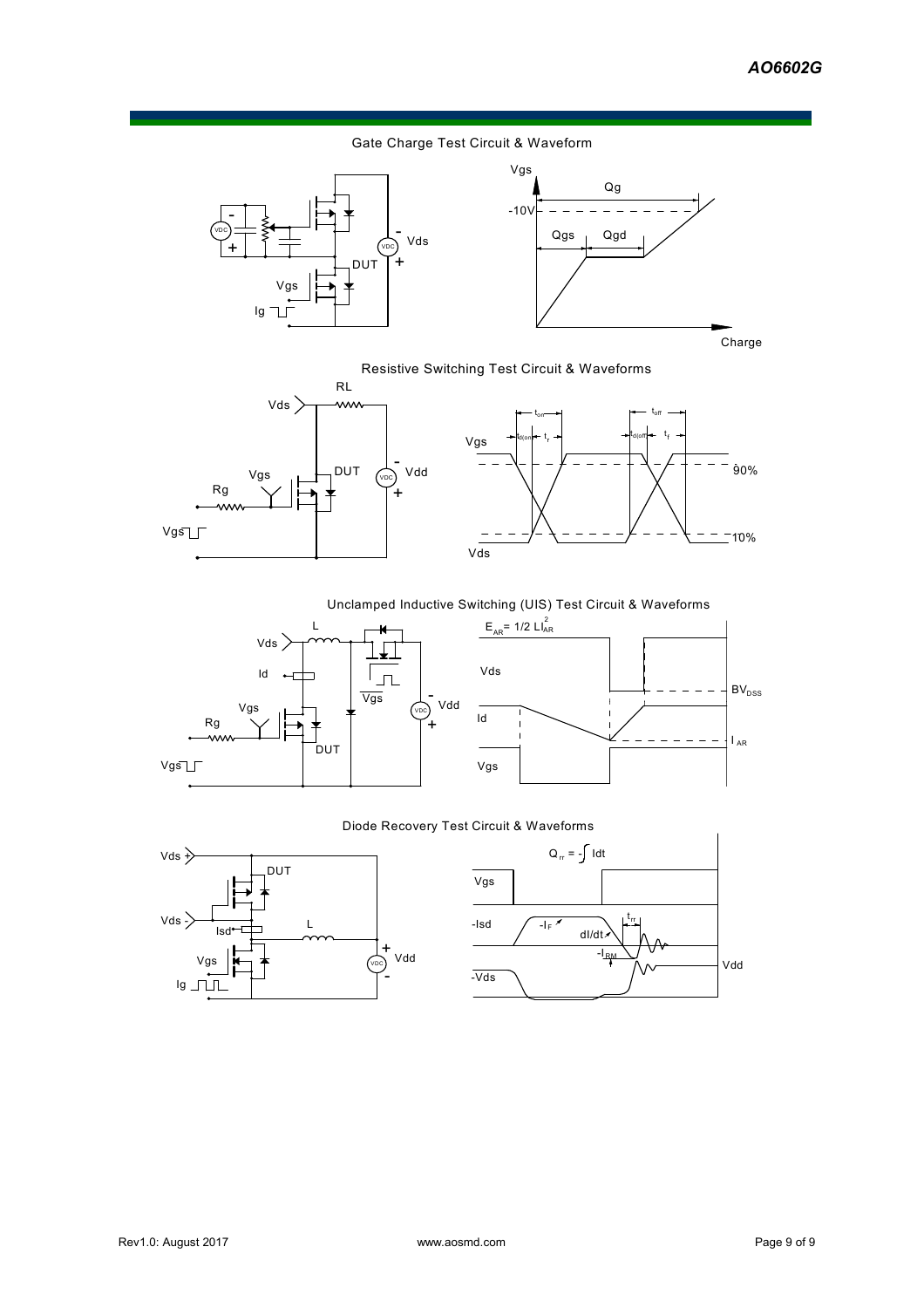## Gate Charge Test Circuit & Waveform

VDC
Vgs
Ig
DUT
Vds
VDC

Vgs
Qg
-10V
Qgs
Qgd
Charge

## Resistive Switching Test Circuit & Waveforms

RL
Vds
Vgs
DUT
Vdd
VDC
Rg
Vgs

$t_{on}$
$t_{d(on)}$
$t_r$
$t_{off}$
$t_{d(off)}$
$t_f$
Vgs
90%
10%
Vds

## Unclamped Inductive Switching (UIS) Test Circuit & Waveforms

L
Vds
Id
Vgs
Rg
Vgs
DUT
Vdd
VDC

$E_{AR} = 1/2\ LI_{AR}^2$
Vds
$BV_{DSS}$
Id
$I_{AR}$
Vgs

## Diode Recovery Test Circuit & Waveforms

Vds +
DUT
Vds -
Isd
L
Vgs
Ig
Vdd
VDC

$Q_{rr} = -\int Idt$
Vgs
-Isd
$-I_F$
dI/dt
$t_{rr}$
$-I_{RM}$
-Vds
Vdd